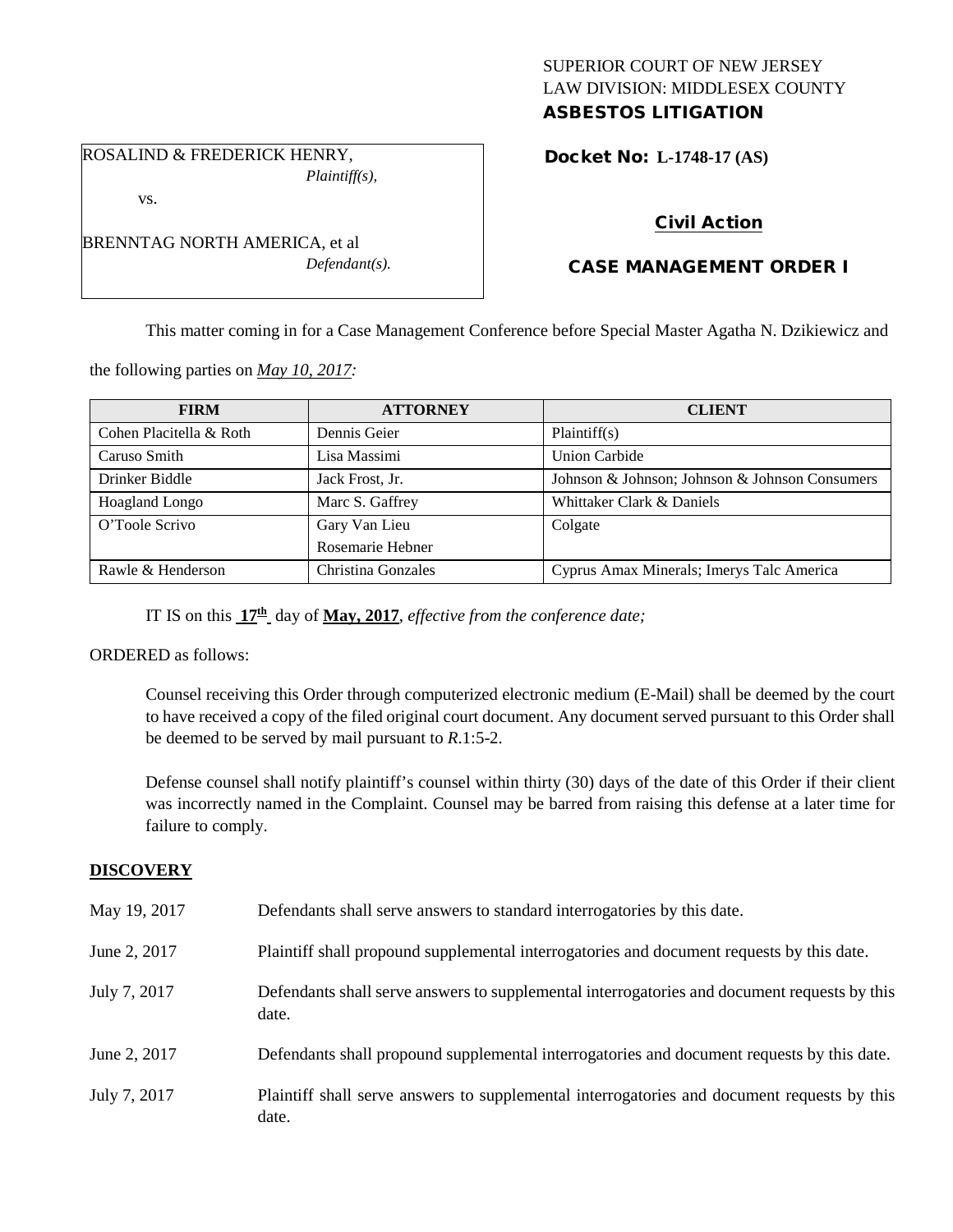SUPERIOR COURT OF NEW JERSEY
LAW DIVISION: MIDDLESEX COUNTY
**ASBESTOS LITIGATION**

ROSALIND & FREDERICK HENRY,
*Plaintiff(s),*

vs.

BRENNTAG NORTH AMERICA, et al
*Defendant(s).*

**Docket No: L-1748-17 (AS)**

**Civil Action**

**CASE MANAGEMENT ORDER I**

This matter coming in for a Case Management Conference before Special Master Agatha N. Dzikiewicz and the following parties on *May 10, 2017:*

| FIRM | ATTORNEY | CLIENT |
|---|---|---|
| Cohen Placitella & Roth | Dennis Geier | Plaintiff(s) |
| Caruso Smith | Lisa Massimi | Union Carbide |
| Drinker Biddle | Jack Frost, Jr. | Johnson & Johnson; Johnson & Johnson Consumers |
| Hoagland Longo | Marc S. Gaffrey | Whittaker Clark & Daniels |
| O'Toole Scrivo | Gary Van Lieu<br>Rosemarie Hebner | Colgate |
| Rawle & Henderson | Christina Gonzales | Cyprus Amax Minerals; Imerys Talc America |

IT IS on this **17th** day of **May, 2017**, *effective from the conference date;*

ORDERED as follows:

Counsel receiving this Order through computerized electronic medium (E-Mail) shall be deemed by the court to have received a copy of the filed original court document. Any document served pursuant to this Order shall be deemed to be served by mail pursuant to *R*.1:5-2.

Defense counsel shall notify plaintiff's counsel within thirty (30) days of the date of this Order if their client was incorrectly named in the Complaint. Counsel may be barred from raising this defense at a later time for failure to comply.

## DISCOVERY

| | |
|---|---|
| May 19, 2017 | Defendants shall serve answers to standard interrogatories by this date. |
| June 2, 2017 | Plaintiff shall propound supplemental interrogatories and document requests by this date. |
| July 7, 2017 | Defendants shall serve answers to supplemental interrogatories and document requests by this date. |
| June 2, 2017 | Defendants shall propound supplemental interrogatories and document requests by this date. |
| July 7, 2017 | Plaintiff shall serve answers to supplemental interrogatories and document requests by this date. |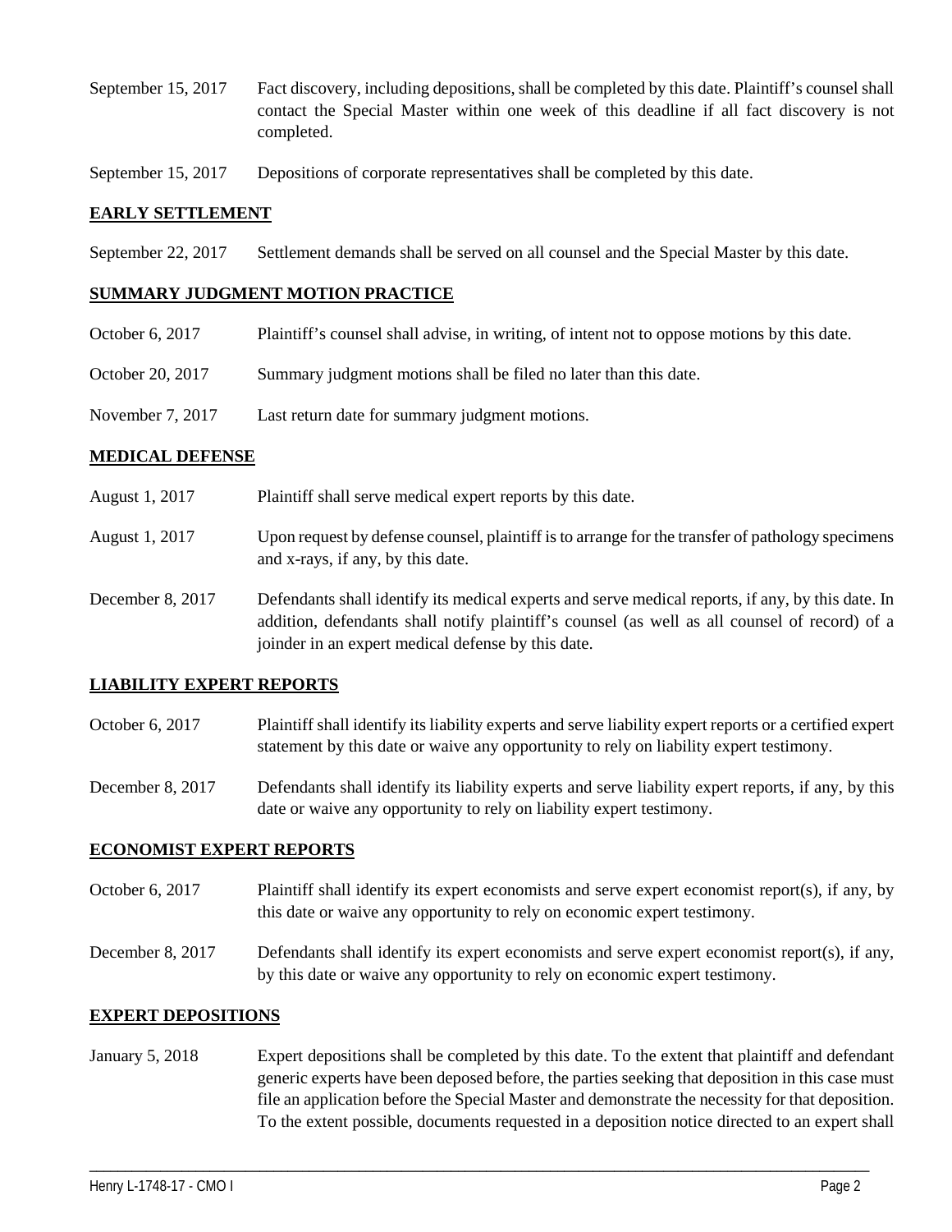September 15, 2017 Fact discovery, including depositions, shall be completed by this date. Plaintiff's counsel shall contact the Special Master within one week of this deadline if all fact discovery is not completed.

September 15, 2017 Depositions of corporate representatives shall be completed by this date.

## EARLY SETTLEMENT

September 22, 2017 Settlement demands shall be served on all counsel and the Special Master by this date.

## SUMMARY JUDGMENT MOTION PRACTICE

October 6, 2017 Plaintiff's counsel shall advise, in writing, of intent not to oppose motions by this date.

October 20, 2017 Summary judgment motions shall be filed no later than this date.

November 7, 2017 Last return date for summary judgment motions.

## MEDICAL DEFENSE

August 1, 2017 Plaintiff shall serve medical expert reports by this date.

August 1, 2017 Upon request by defense counsel, plaintiff is to arrange for the transfer of pathology specimens and x-rays, if any, by this date.

December 8, 2017 Defendants shall identify its medical experts and serve medical reports, if any, by this date. In addition, defendants shall notify plaintiff's counsel (as well as all counsel of record) of a joinder in an expert medical defense by this date.

## LIABILITY EXPERT REPORTS

October 6, 2017 Plaintiff shall identify its liability experts and serve liability expert reports or a certified expert statement by this date or waive any opportunity to rely on liability expert testimony.

December 8, 2017 Defendants shall identify its liability experts and serve liability expert reports, if any, by this date or waive any opportunity to rely on liability expert testimony.

## ECONOMIST EXPERT REPORTS

October 6, 2017 Plaintiff shall identify its expert economists and serve expert economist report(s), if any, by this date or waive any opportunity to rely on economic expert testimony.

December 8, 2017 Defendants shall identify its expert economists and serve expert economist report(s), if any, by this date or waive any opportunity to rely on economic expert testimony.

## EXPERT DEPOSITIONS

January 5, 2018 Expert depositions shall be completed by this date. To the extent that plaintiff and defendant generic experts have been deposed before, the parties seeking that deposition in this case must file an application before the Special Master and demonstrate the necessity for that deposition. To the extent possible, documents requested in a deposition notice directed to an expert shall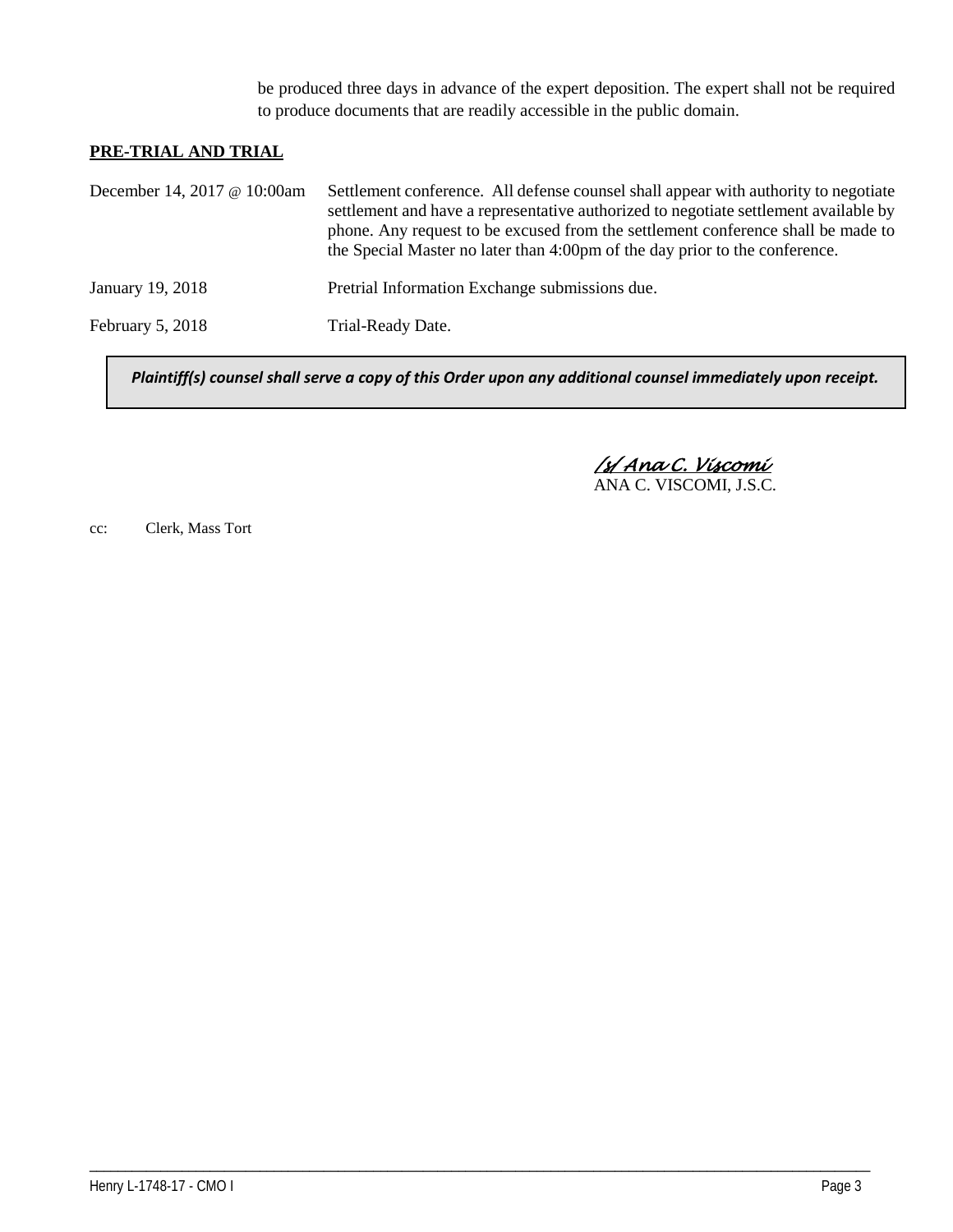be produced three days in advance of the expert deposition. The expert shall not be required to produce documents that are readily accessible in the public domain.

**PRE-TRIAL AND TRIAL**

| | |
|---|---|
| December 14, 2017 @ 10:00am | Settlement conference. All defense counsel shall appear with authority to negotiate settlement and have a representative authorized to negotiate settlement available by phone. Any request to be excused from the settlement conference shall be made to the Special Master no later than 4:00pm of the day prior to the conference. |
| January 19, 2018 | Pretrial Information Exchange submissions due. |
| February 5, 2018 | Trial-Ready Date. |

***Plaintiff(s) counsel shall serve a copy of this Order upon any additional counsel immediately upon receipt.***

*/s/ Ana C. Viscomi*
ANA C. VISCOMI, J.S.C.

cc: Clerk, Mass Tort